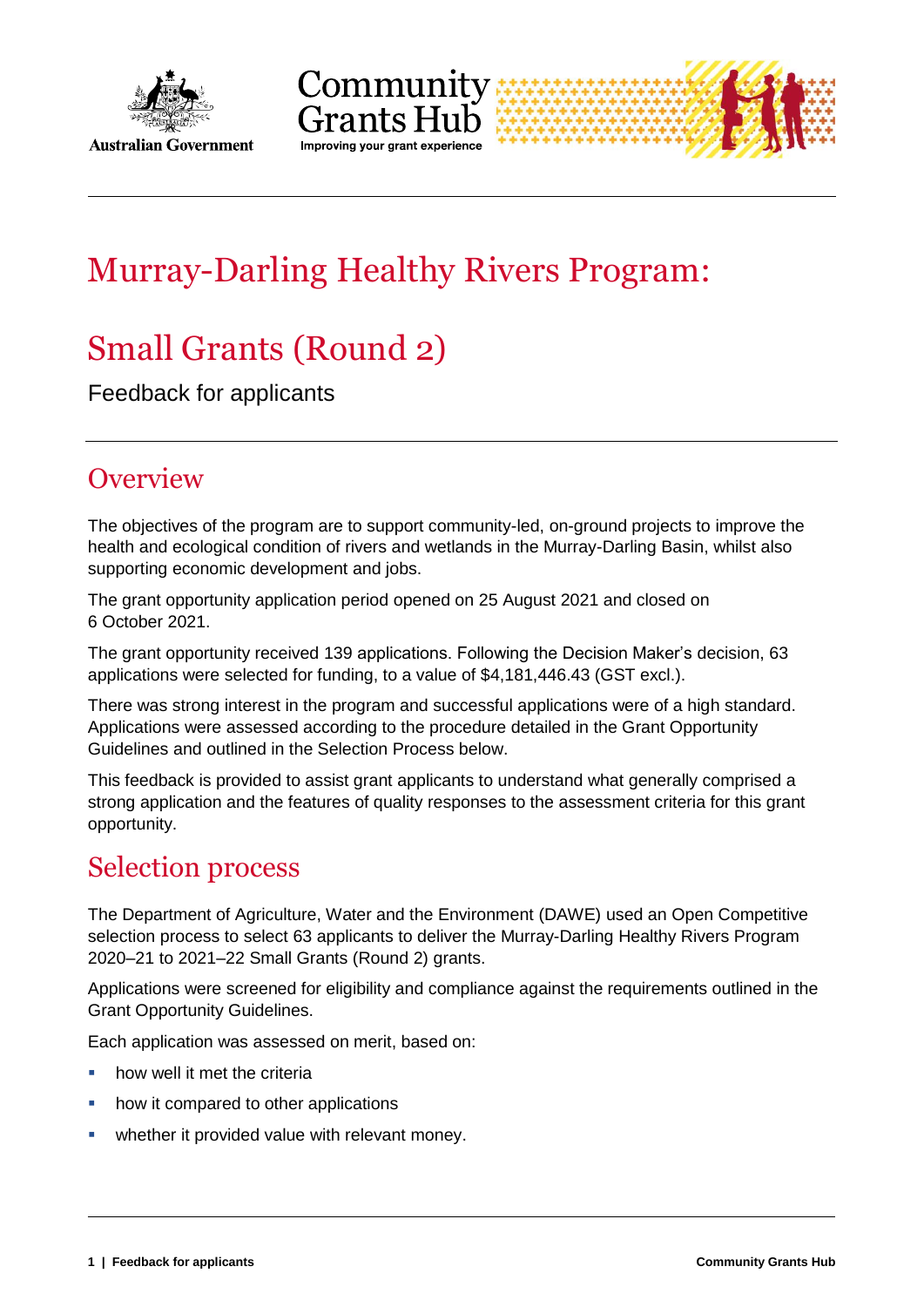# Murray-Darling Healthy Rivers Program:

# Small Grants (Round 2)

Feedback for applicants

## Overview

The objectives of the program are to support community-led, on-ground projects to improve the health and ecological condition of rivers and wetlands in the Murray-Darling Basin, whilst also supporting economic development and jobs.

The grant opportunity application period opened on 25 August 2021 and closed on 6 October 2021.

The grant opportunity received 139 applications. Following the Decision Maker's decision, 63 applications were selected for funding, to a value of $4,181,446.43 (GST excl.).

There was strong interest in the program and successful applications were of a high standard. Applications were assessed according to the procedure detailed in the Grant Opportunity Guidelines and outlined in the Selection Process below.

This feedback is provided to assist grant applicants to understand what generally comprised a strong application and the features of quality responses to the assessment criteria for this grant opportunity.

## Selection process

The Department of Agriculture, Water and the Environment (DAWE) used an Open Competitive selection process to select 63 applicants to deliver the Murray-Darling Healthy Rivers Program 2020–21 to 2021–22 Small Grants (Round 2) grants.

Applications were screened for eligibility and compliance against the requirements outlined in the Grant Opportunity Guidelines.

Each application was assessed on merit, based on:

- how well it met the criteria
- how it compared to other applications
- whether it provided value with relevant money.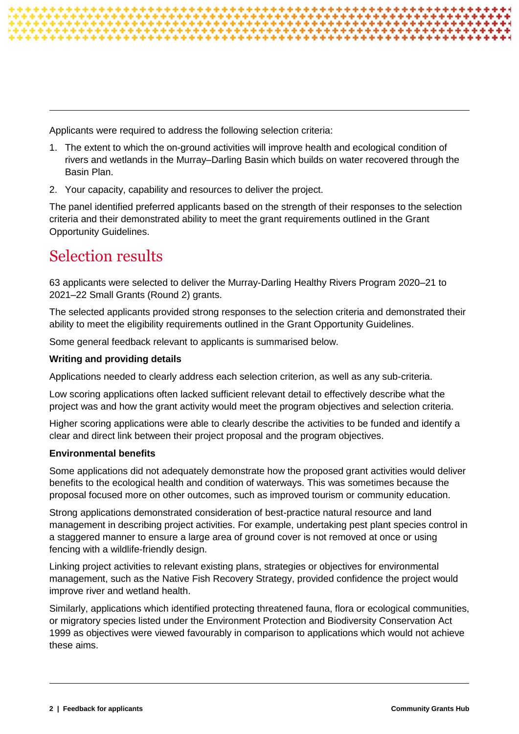Applicants were required to address the following selection criteria:

1. The extent to which the on-ground activities will improve health and ecological condition of rivers and wetlands in the Murray–Darling Basin which builds on water recovered through the Basin Plan.
2. Your capacity, capability and resources to deliver the project.

The panel identified preferred applicants based on the strength of their responses to the selection criteria and their demonstrated ability to meet the grant requirements outlined in the Grant Opportunity Guidelines.

## Selection results

63 applicants were selected to deliver the Murray-Darling Healthy Rivers Program 2020–21 to 2021–22 Small Grants (Round 2) grants.

The selected applicants provided strong responses to the selection criteria and demonstrated their ability to meet the eligibility requirements outlined in the Grant Opportunity Guidelines.

Some general feedback relevant to applicants is summarised below.

**Writing and providing details**

Applications needed to clearly address each selection criterion, as well as any sub-criteria.

Low scoring applications often lacked sufficient relevant detail to effectively describe what the project was and how the grant activity would meet the program objectives and selection criteria.

Higher scoring applications were able to clearly describe the activities to be funded and identify a clear and direct link between their project proposal and the program objectives.

**Environmental benefits**

Some applications did not adequately demonstrate how the proposed grant activities would deliver benefits to the ecological health and condition of waterways. This was sometimes because the proposal focused more on other outcomes, such as improved tourism or community education.

Strong applications demonstrated consideration of best-practice natural resource and land management in describing project activities. For example, undertaking pest plant species control in a staggered manner to ensure a large area of ground cover is not removed at once or using fencing with a wildlife-friendly design.

Linking project activities to relevant existing plans, strategies or objectives for environmental management, such as the Native Fish Recovery Strategy, provided confidence the project would improve river and wetland health.

Similarly, applications which identified protecting threatened fauna, flora or ecological communities, or migratory species listed under the Environment Protection and Biodiversity Conservation Act 1999 as objectives were viewed favourably in comparison to applications which would not achieve these aims.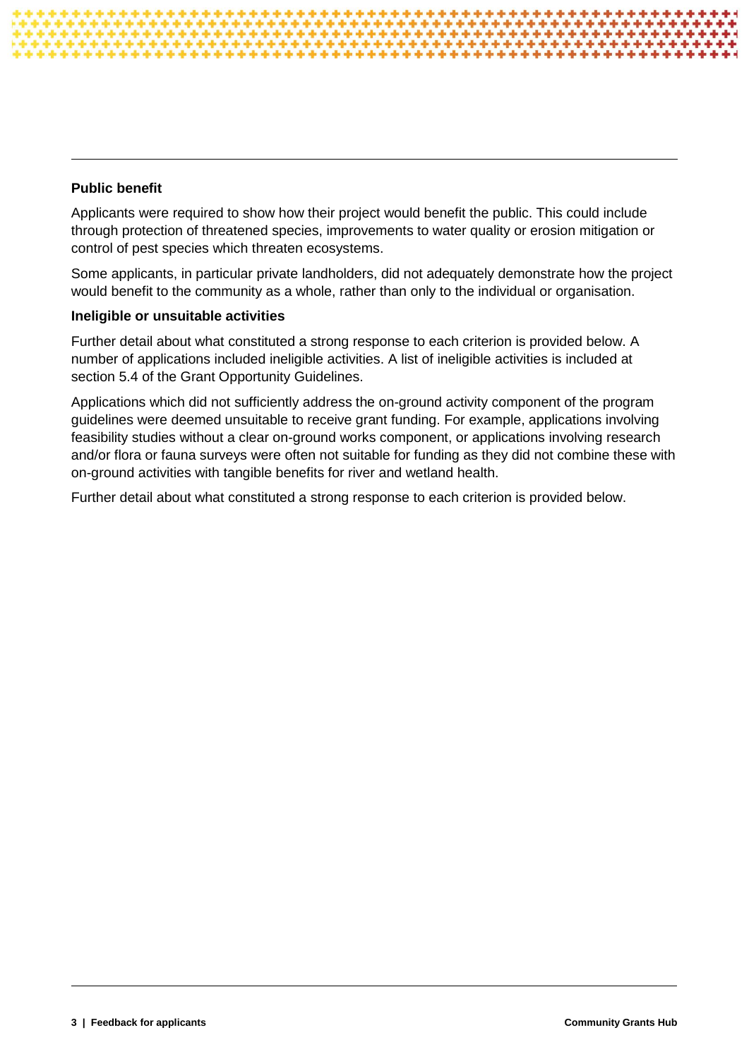**Public benefit**

Applicants were required to show how their project would benefit the public. This could include through protection of threatened species, improvements to water quality or erosion mitigation or control of pest species which threaten ecosystems.

Some applicants, in particular private landholders, did not adequately demonstrate how the project would benefit to the community as a whole, rather than only to the individual or organisation.

**Ineligible or unsuitable activities**

Further detail about what constituted a strong response to each criterion is provided below. A number of applications included ineligible activities. A list of ineligible activities is included at section 5.4 of the Grant Opportunity Guidelines.

Applications which did not sufficiently address the on-ground activity component of the program guidelines were deemed unsuitable to receive grant funding. For example, applications involving feasibility studies without a clear on-ground works component, or applications involving research and/or flora or fauna surveys were often not suitable for funding as they did not combine these with on-ground activities with tangible benefits for river and wetland health.

Further detail about what constituted a strong response to each criterion is provided below.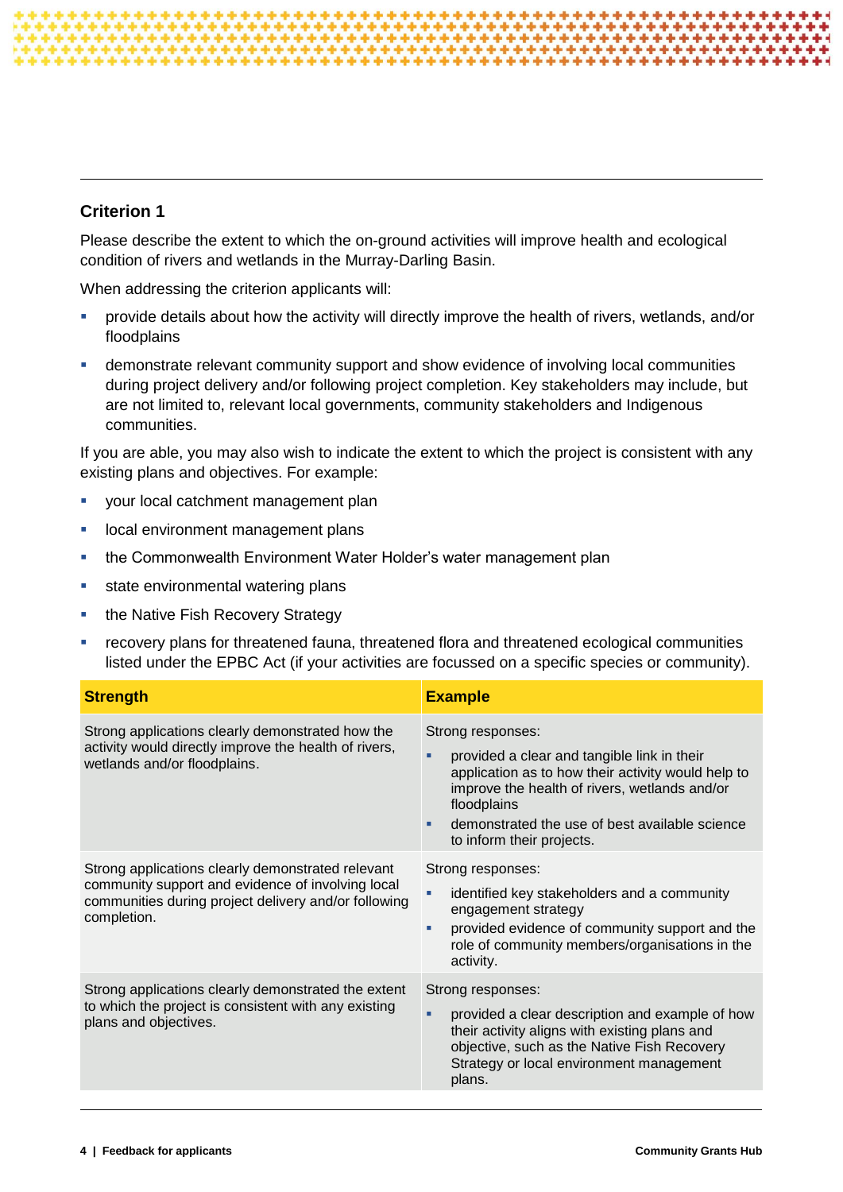## Criterion 1

Please describe the extent to which the on-ground activities will improve health and ecological condition of rivers and wetlands in the Murray-Darling Basin.

When addressing the criterion applicants will:

- provide details about how the activity will directly improve the health of rivers, wetlands, and/or floodplains
- demonstrate relevant community support and show evidence of involving local communities during project delivery and/or following project completion. Key stakeholders may include, but are not limited to, relevant local governments, community stakeholders and Indigenous communities.

If you are able, you may also wish to indicate the extent to which the project is consistent with any existing plans and objectives. For example:

- your local catchment management plan
- local environment management plans
- the Commonwealth Environment Water Holder's water management plan
- state environmental watering plans
- the Native Fish Recovery Strategy
- recovery plans for threatened fauna, threatened flora and threatened ecological communities listed under the EPBC Act (if your activities are focussed on a specific species or community).

| Strength | Example |
|---|---|
| Strong applications clearly demonstrated how the activity would directly improve the health of rivers, wetlands and/or floodplains. | Strong responses:<br>▪ provided a clear and tangible link in their application as to how their activity would help to improve the health of rivers, wetlands and/or floodplains<br>▪ demonstrated the use of best available science to inform their projects. |
| Strong applications clearly demonstrated relevant community support and evidence of involving local communities during project delivery and/or following completion. | Strong responses:<br>▪ identified key stakeholders and a community engagement strategy<br>▪ provided evidence of community support and the role of community members/organisations in the activity. |
| Strong applications clearly demonstrated the extent to which the project is consistent with any existing plans and objectives. | Strong responses:<br>▪ provided a clear description and example of how their activity aligns with existing plans and objective, such as the Native Fish Recovery Strategy or local environment management plans. |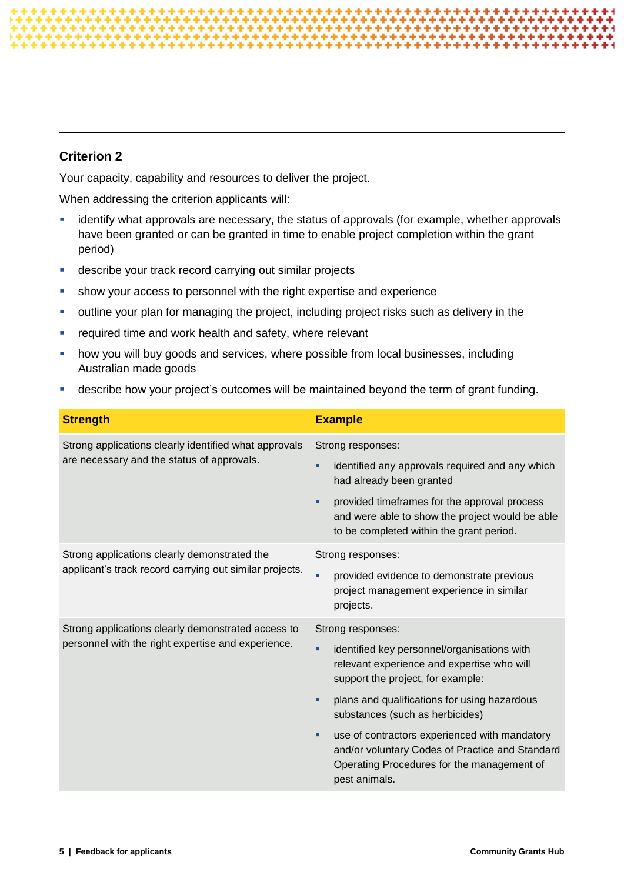## Criterion 2

Your capacity, capability and resources to deliver the project.

When addressing the criterion applicants will:

- identify what approvals are necessary, the status of approvals (for example, whether approvals have been granted or can be granted in time to enable project completion within the grant period)
- describe your track record carrying out similar projects
- show your access to personnel with the right expertise and experience
- outline your plan for managing the project, including project risks such as delivery in the
- required time and work health and safety, where relevant
- how you will buy goods and services, where possible from local businesses, including Australian made goods
- describe how your project's outcomes will be maintained beyond the term of grant funding.

| Strength | Example |
| --- | --- |
| Strong applications clearly identified what approvals are necessary and the status of approvals. | Strong responses:<br>- identified any approvals required and any which had already been granted<br>- provided timeframes for the approval process and were able to show the project would be able to be completed within the grant period. |
| Strong applications clearly demonstrated the applicant's track record carrying out similar projects. | Strong responses:<br>- provided evidence to demonstrate previous project management experience in similar projects. |
| Strong applications clearly demonstrated access to personnel with the right expertise and experience. | Strong responses:<br>- identified key personnel/organisations with relevant experience and expertise who will support the project, for example:<br>- plans and qualifications for using hazardous substances (such as herbicides)<br>- use of contractors experienced with mandatory and/or voluntary Codes of Practice and Standard Operating Procedures for the management of pest animals. |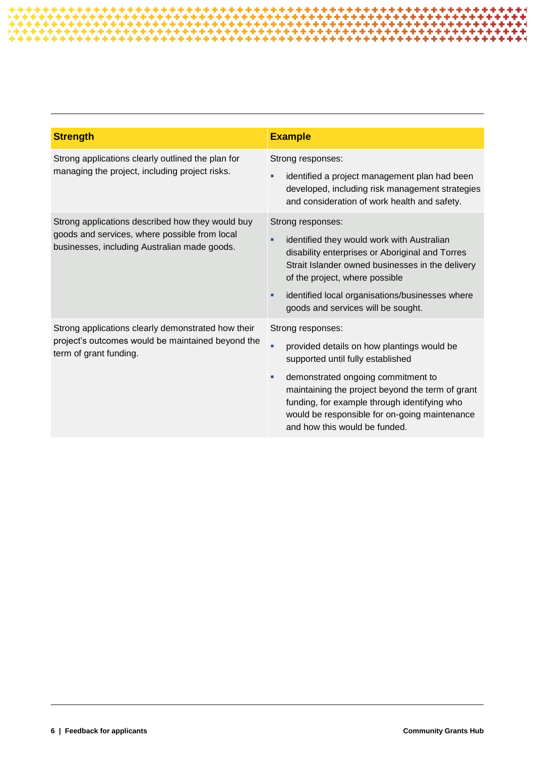| Strength | Example |
| --- | --- |
| Strong applications clearly outlined the plan for managing the project, including project risks. | Strong responses:<br>- identified a project management plan had been developed, including risk management strategies and consideration of work health and safety. |
| Strong applications described how they would buy goods and services, where possible from local businesses, including Australian made goods. | Strong responses:<br>- identified they would work with Australian disability enterprises or Aboriginal and Torres Strait Islander owned businesses in the delivery of the project, where possible<br>- identified local organisations/businesses where goods and services will be sought. |
| Strong applications clearly demonstrated how their project's outcomes would be maintained beyond the term of grant funding. | Strong responses:<br>- provided details on how plantings would be supported until fully established<br>- demonstrated ongoing commitment to maintaining the project beyond the term of grant funding, for example through identifying who would be responsible for on-going maintenance and how this would be funded. |